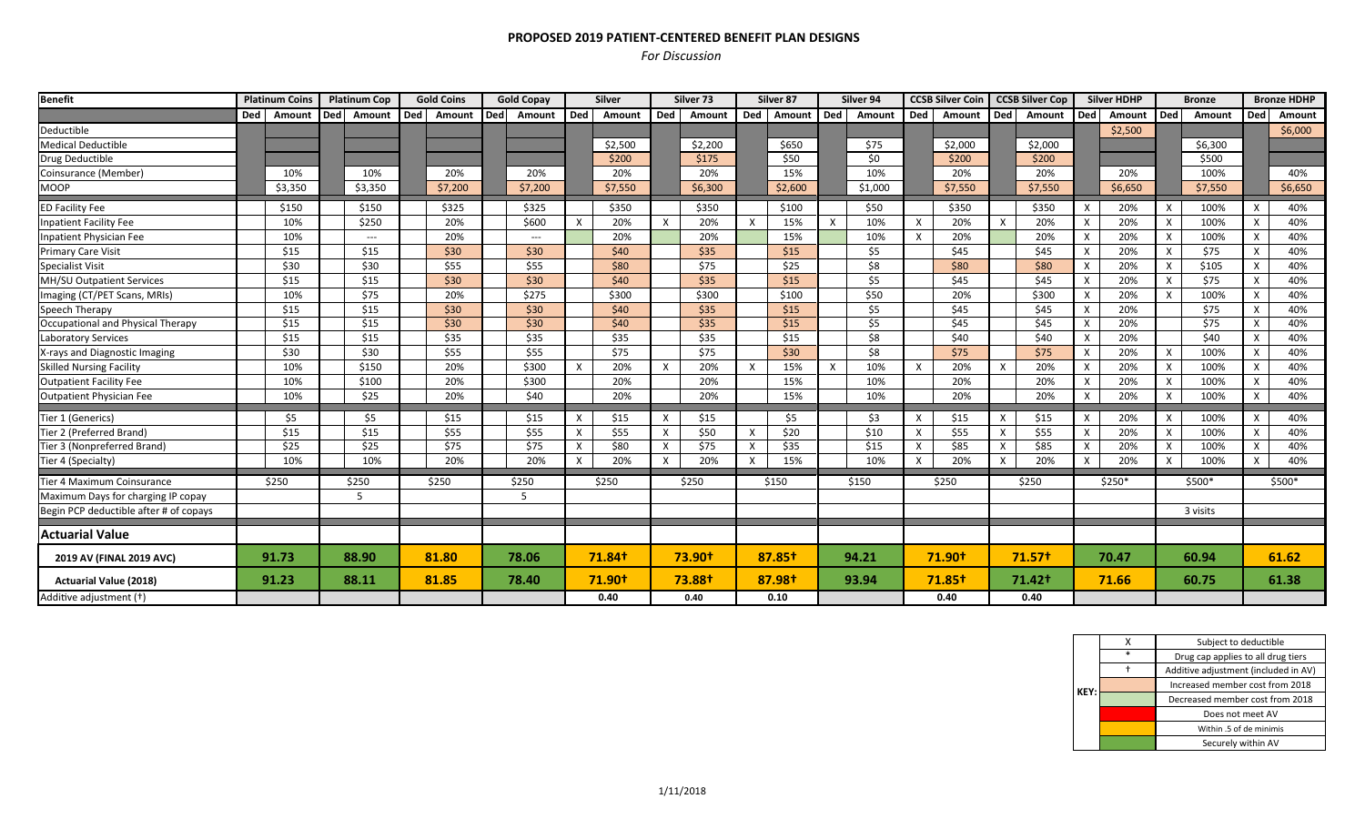# PROPOSED 2019 PATIENT-CENTERED BENEFIT PLAN DESIGNS

*For Discussion*

| Benefit | Platinum Coins | | Platinum Cop | | Gold Coins | | Gold Copay | | Silver | | Silver 73 | | Silver 87 | | Silver 94 | | CCSB Silver Coin | | CCSB Silver Cop | | Silver HDHP | | Bronze | | Bronze HDHP | |
|---|---|---|---|---|---|---|---|---|---|---|---|---|---|---|---|---|---|---|---|---|---|---|---|---|---|---|
| | Ded | Amount | Ded | Amount | Ded | Amount | Ded | Amount | Ded | Amount | Ded | Amount | Ded | Amount | Ded | Amount | Ded | Amount | Ded | Amount | Ded | Amount | Ded | Amount | Ded | Amount |
| Deductible | | | | | | | | | | | | | | | | | | | | | | $2,500 | | | | $6,000 |
| Medical Deductible | | | | | | | | | | $2,500 | | $2,200 | | $650 | | $75 | | $2,000 | | $2,000 | | | | $6,300 | | |
| Drug Deductible | | | | | | | | | | $200 | | $175 | | $50 | | $0 | | $200 | | $200 | | | | $500 | | |
| Coinsurance (Member) | | 10% | | 10% | | 20% | | 20% | | 20% | | 20% | | 15% | | 10% | | 20% | | 20% | | 20% | | 100% | | 40% |
| MOOP | | $3,350 | | $3,350 | | $7,200 | | $7,200 | | $7,550 | | $6,300 | | $2,600 | | $1,000 | | $7,550 | | $7,550 | | $6,650 | | $7,550 | | $6,650 |
| ED Facility Fee | | $150 | | $150 | | $325 | | $325 | | $350 | | $350 | | $100 | | $50 | | $350 | | $350 | X | 20% | X | 100% | X | 40% |
| Inpatient Facility Fee | | 10% | | $250 | | 20% | | $600 | X | 20% | X | 20% | X | 15% | X | 10% | X | 20% | X | 20% | X | 20% | X | 100% | X | 40% |
| Inpatient Physician Fee | | 10% | | --- | | 20% | | --- | | 20% | | 20% | | 15% | | 10% | X | 20% | | 20% | X | 20% | X | 100% | X | 40% |
| Primary Care Visit | | $15 | | $15 | | $30 | | $30 | | $40 | | $35 | | $15 | | $5 | | $45 | | $45 | X | 20% | X | $75 | X | 40% |
| Specialist Visit | | $30 | | $30 | | $55 | | $55 | | $80 | | $75 | | $25 | | $8 | | $80 | | $80 | X | 20% | X | $105 | X | 40% |
| MH/SU Outpatient Services | | $15 | | $15 | | $30 | | $30 | | $40 | | $35 | | $15 | | $5 | | $45 | | $45 | X | 20% | X | $75 | X | 40% |
| Imaging (CT/PET Scans, MRIs) | | 10% | | $75 | | 20% | | $275 | | $300 | | $300 | | $100 | | $50 | | 20% | | $300 | X | 20% | X | 100% | X | 40% |
| Speech Therapy | | $15 | | $15 | | $30 | | $30 | | $40 | | $35 | | $15 | | $5 | | $45 | | $45 | X | 20% | | $75 | X | 40% |
| Occupational and Physical Therapy | | $15 | | $15 | | $30 | | $30 | | $40 | | $35 | | $15 | | $5 | | $45 | | $45 | X | 20% | | $75 | X | 40% |
| Laboratory Services | | $15 | | $15 | | $35 | | $35 | | $35 | | $35 | | $15 | | $8 | | $40 | | $40 | X | 20% | | $40 | X | 40% |
| X-rays and Diagnostic Imaging | | $30 | | $30 | | $55 | | $55 | | $75 | | $75 | | $30 | | $8 | | $75 | | $75 | X | 20% | X | 100% | X | 40% |
| Skilled Nursing Facility | | 10% | | $150 | | 20% | | $300 | X | 20% | X | 20% | X | 15% | X | 10% | X | 20% | X | 20% | X | 20% | X | 100% | X | 40% |
| Outpatient Facility Fee | | 10% | | $100 | | 20% | | $300 | | 20% | | 20% | | 15% | | 10% | | 20% | | 20% | X | 20% | X | 100% | X | 40% |
| Outpatient Physician Fee | | 10% | | $25 | | 20% | | $40 | | 20% | | 20% | | 15% | | 10% | | 20% | | 20% | X | 20% | X | 100% | X | 40% |
| Tier 1 (Generics) | | $5 | | $5 | | $15 | | $15 | X | $15 | X | $15 | | $5 | | $3 | X | $15 | X | $15 | X | 20% | X | 100% | X | 40% |
| Tier 2 (Preferred Brand) | | $15 | | $15 | | $55 | | $55 | X | $55 | X | $50 | X | $20 | | $10 | X | $55 | X | $55 | X | 20% | X | 100% | X | 40% |
| Tier 3 (Nonpreferred Brand) | | $25 | | $25 | | $75 | | $75 | X | $80 | X | $75 | X | $35 | | $15 | X | $85 | X | $85 | X | 20% | X | 100% | X | 40% |
| Tier 4 (Specialty) | | 10% | | 10% | | 20% | | 20% | X | 20% | X | 20% | X | 15% | | 10% | X | 20% | X | 20% | X | 20% | X | 100% | X | 40% |
| Tier 4 Maximum Coinsurance | $250 | | $250 | | $250 | | $250 | | $250 | | $250 | | $150 | | $150 | | $250 | | $250 | | $250* | | $500* | | $500* | |
| Maximum Days for charging IP copay | | | 5 | | | | 5 | | | | | | | | | | | | | | | | | | | |
| Begin PCP deductible after # of copays | | | | | | | | | | | | | | | | | | | | | | | 3 visits | | | |
| **Actuarial Value** | | | | | | | | | | | | | | | | | | | | | | | | | | |
| **2019 AV (FINAL 2019 AVC)** | **91.73** | | **88.90** | | **81.80** | | **78.06** | | **71.84†** | | **73.90†** | | **87.85†** | | **94.21** | | **71.90†** | | **71.57†** | | **70.47** | | **60.94** | | **61.62** | |
| **Actuarial Value (2018)** | **91.23** | | **88.11** | | **81.85** | | **78.40** | | **71.90†** | | **73.88†** | | **87.98†** | | **93.94** | | **71.85†** | | **71.42†** | | **71.66** | | **60.75** | | **61.38** | |
| Additive adjustment (†) | | | | | | | | | 0.40 | | 0.40 | | 0.10 | | | | 0.40 | | 0.40 | | | | | | | |

| KEY: | | |
|---|---|---|
| | X | Subject to deductible |
| | * | Drug cap applies to all drug tiers |
| | † | Additive adjustment (included in AV) |
| | (peach) | Increased member cost from 2018 |
| | (light green) | Decreased member cost from 2018 |
| | (red) | Does not meet AV |
| | (orange) | Within .5 of de minimis |
| | (green) | Securely within AV |

1/11/2018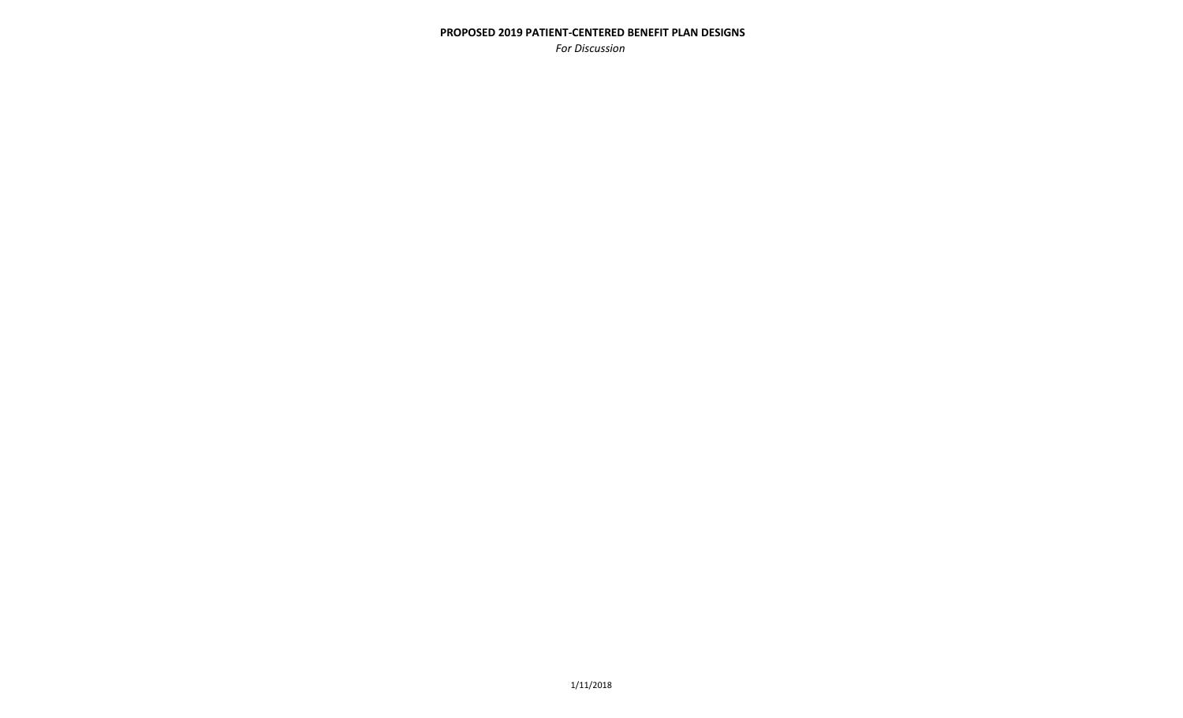**PROPOSED 2019 PATIENT-CENTERED BENEFIT PLAN DESIGNS**

*For Discussion*

1/11/2018